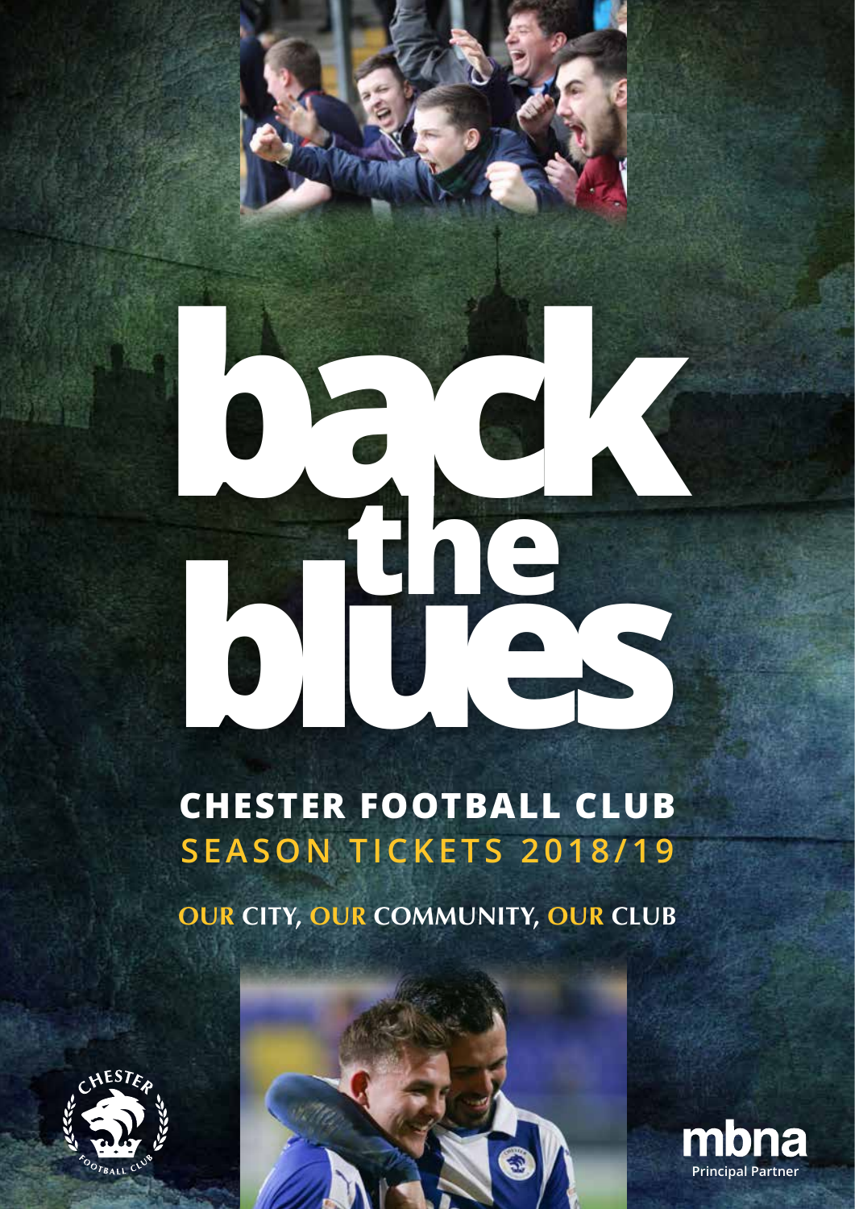# back the blues

## CHESTER FOOTBALL CLUB
## SEASON TICKETS 2018/19

**OUR CITY, OUR COMMUNITY, OUR CLUB**

mbna
Principal Partner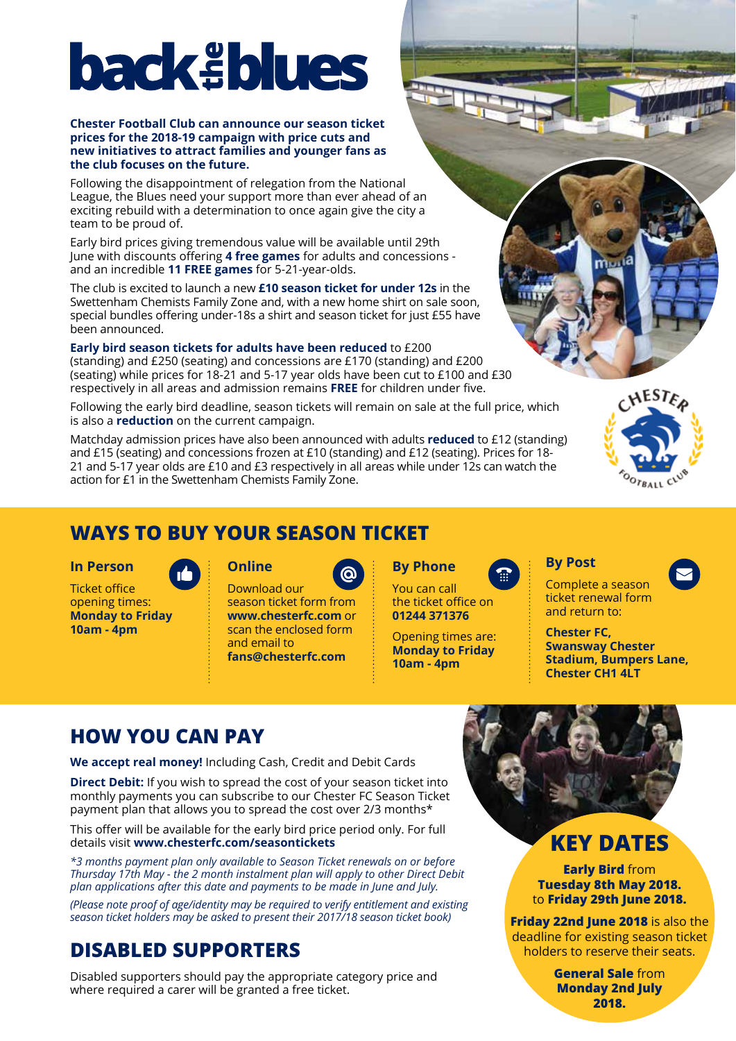# back the blues

**Chester Football Club can announce our season ticket prices for the 2018-19 campaign with price cuts and new initiatives to attract families and younger fans as the club focuses on the future.**

Following the disappointment of relegation from the National League, the Blues need your support more than ever ahead of an exciting rebuild with a determination to once again give the city a team to be proud of.

Early bird prices giving tremendous value will be available until 29th June with discounts offering **4 free games** for adults and concessions - and an incredible **11 FREE games** for 5-21-year-olds.

The club is excited to launch a new **£10 season ticket for under 12s** in the Swettenham Chemists Family Zone and, with a new home shirt on sale soon, special bundles offering under-18s a shirt and season ticket for just £55 have been announced.

**Early bird season tickets for adults have been reduced** to £200 (standing) and £250 (seating) and concessions are £170 (standing) and £200 (seating) while prices for 18-21 and 5-17 year olds have been cut to £100 and £30 respectively in all areas and admission remains **FREE** for children under five.

Following the early bird deadline, season tickets will remain on sale at the full price, which is also a **reduction** on the current campaign.

Matchday admission prices have also been announced with adults **reduced** to £12 (standing) and £15 (seating) and concessions frozen at £10 (standing) and £12 (seating). Prices for 18-21 and 5-17 year olds are £10 and £3 respectively in all areas while under 12s can watch the action for £1 in the Swettenham Chemists Family Zone.

## WAYS TO BUY YOUR SEASON TICKET

### In Person

Ticket office opening times:
**Monday to Friday 10am - 4pm**

### Online

Download our season ticket form from **www.chesterfc.com** or scan the enclosed form and email to **fans@chesterfc.com**

### By Phone

You can call the ticket office on **01244 371376**

Opening times are:
**Monday to Friday 10am - 4pm**

### By Post

Complete a season ticket renewal form and return to:

**Chester FC, Swansway Chester Stadium, Bumpers Lane, Chester CH1 4LT**

## HOW YOU CAN PAY

**We accept real money!** Including Cash, Credit and Debit Cards

**Direct Debit:** If you wish to spread the cost of your season ticket into monthly payments you can subscribe to our Chester FC Season Ticket payment plan that allows you to spread the cost over 2/3 months*

This offer will be available for the early bird price period only. For full details visit **www.chesterfc.com/seasontickets**

*\*3 months payment plan only available to Season Ticket renewals on or before Thursday 17th May - the 2 month instalment plan will apply to other Direct Debit plan applications after this date and payments to be made in June and July.*

*(Please note proof of age/identity may be required to verify entitlement and existing season ticket holders may be asked to present their 2017/18 season ticket book)*

## DISABLED SUPPORTERS

Disabled supporters should pay the appropriate category price and where required a carer will be granted a free ticket.

## KEY DATES

**Early Bird** from **Tuesday 8th May 2018.** to **Friday 29th June 2018.**

**Friday 22nd June 2018** is also the deadline for existing season ticket holders to reserve their seats.

**General Sale** from **Monday 2nd July 2018.**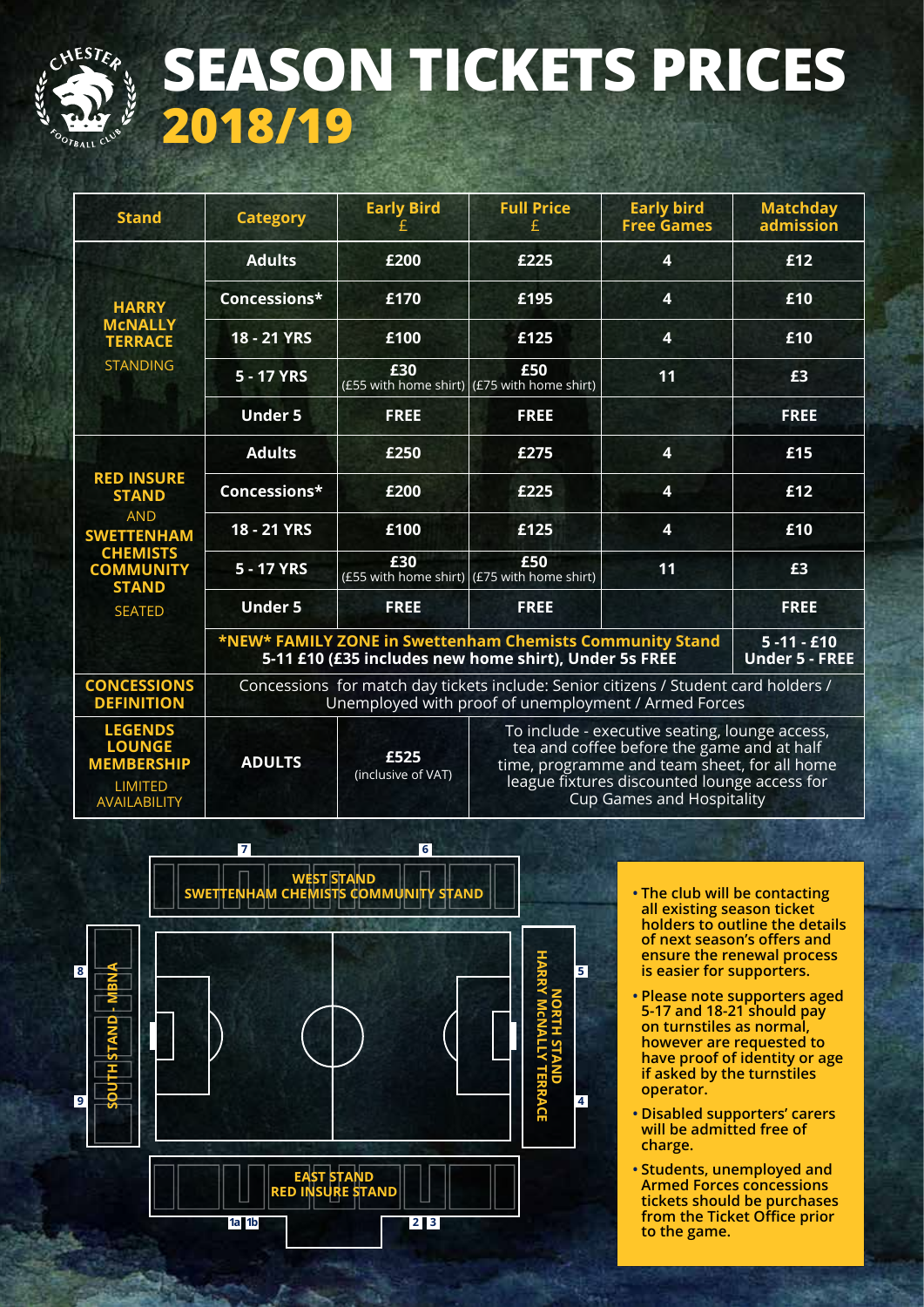# SEASON TICKETS PRICES 2018/19

| Stand | Category | Early Bird £ | Full Price £ | Early bird Free Games | Matchday admission |
|---|---|---|---|---|---|
| **HARRY McNALLY TERRACE** STANDING | Adults | £200 | £225 | 4 | £12 |
| | Concessions* | £170 | £195 | 4 | £10 |
| | 18 - 21 YRS | £100 | £125 | 4 | £10 |
| | 5 - 17 YRS | £30 (£55 with home shirt) | £50 (£75 with home shirt) | 11 | £3 |
| | Under 5 | FREE | FREE | | FREE |
| **RED INSURE STAND** AND **SWETTENHAM CHEMISTS COMMUNITY STAND** SEATED | Adults | £250 | £275 | 4 | £15 |
| | Concessions* | £200 | £225 | 4 | £12 |
| | 18 - 21 YRS | £100 | £125 | 4 | £10 |
| | 5 - 17 YRS | £30 (£55 with home shirt) | £50 (£75 with home shirt) | 11 | £3 |
| | Under 5 | FREE | FREE | | FREE |
| | **\*NEW\* FAMILY ZONE in Swettenham Chemists Community Stand** 5-11 £10 (£35 includes new home shirt), Under 5s FREE | | | | 5 -11 - £10 Under 5 - FREE |
| **CONCESSIONS DEFINITION** | Concessions for match day tickets include: Senior citizens / Student card holders / Unemployed with proof of unemployment / Armed Forces | | | | |
| **LEGENDS LOUNGE MEMBERSHIP** LIMITED AVAILABILITY | ADULTS | £525 (inclusive of VAT) | To include - executive seating, lounge access, tea and coffee before the game and at half time, programme and team sheet, for all home league fixtures discounted lounge access for Cup Games and Hospitality | | |

WEST STAND SWETTENHAM CHEMISTS COMMUNITY STAND (7, 6)

SOUTH STAND - MBNA (8, 9)

NORTH STAND HARRY McNALLY TERRACE (5, 4)

EAST STAND RED INSURE STAND (1a, 1b, 2, 3)

- The club will be contacting all existing season ticket holders to outline the details of next season's offers and ensure the renewal process is easier for supporters.
- Please note supporters aged 5-17 and 18-21 should pay on turnstiles as normal, however are requested to have proof of identity or age if asked by the turnstiles operator.
- Disabled supporters' carers will be admitted free of charge.
- Students, unemployed and Armed Forces concessions tickets should be purchases from the Ticket Office prior to the game.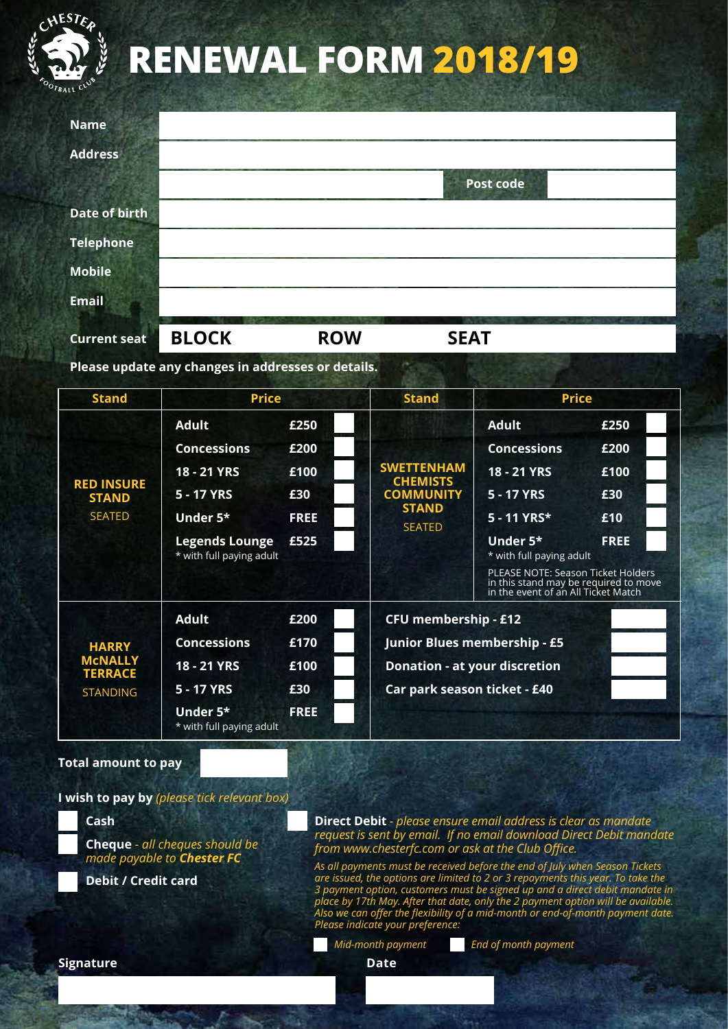# RENEWAL FORM 2018/19

| | |
|---|---|
| Name | |
| Address | |
| | Post code |
| Date of birth | |
| Telephone | |
| Mobile | |
| Email | |
| Current seat | BLOCK ROW SEAT |

**Please update any changes in addresses or details.**

| Stand | Price | | | Stand | Price | | |
|---|---|---|---|---|---|---|---|
| **RED INSURE STAND** SEATED | Adult | £250 | | **SWETTENHAM CHEMISTS COMMUNITY STAND** SEATED | Adult | £250 | |
| | Concessions | £200 | | | Concessions | £200 | |
| | 18 - 21 YRS | £100 | | | 18 - 21 YRS | £100 | |
| | 5 - 17 YRS | £30 | | | 5 - 17 YRS | £30 | |
| | Under 5* | FREE | | | 5 - 11 YRS* | £10 | |
| | Legends Lounge | £525 | | | Under 5* | FREE | |
| | * with full paying adult | | | | * with full paying adult | | |
| | | | | | PLEASE NOTE: Season Ticket Holders in this stand may be required to move in the event of an All Ticket Match | | |
| **HARRY McNALLY TERRACE** STANDING | Adult | £200 | | CFU membership - £12 | | | |
| | Concessions | £170 | | Junior Blues membership - £5 | | | |
| | 18 - 21 YRS | £100 | | Donation - at your discretion | | | |
| | 5 - 17 YRS | £30 | | Car park season ticket - £40 | | | |
| | Under 5* | FREE | | | | | |
| | * with full paying adult | | | | | | |

**Total amount to pay**

**I wish to pay by** *(please tick relevant box)*

- **Cash**
- **Cheque** - *all cheques should be made payable to **Chester FC***
- **Debit / Credit card**
- **Direct Debit** - *please ensure email address is clear as mandate request is sent by email. If no email download Direct Debit mandate from www.chesterfc.com or ask at the Club Office.*

*As all payments must be received before the end of July when Season Tickets are issued, the options are limited to 2 or 3 repayments this year. To take the 3 payment option, customers must be signed up and a direct debit mandate in place by 17th May. After that date, only the 2 payment option will be available. Also we can offer the flexibility of a mid-month or end-of-month payment date. Please indicate your preference:*

- *Mid-month payment*
- *End of month payment*

**Signature**

**Date**